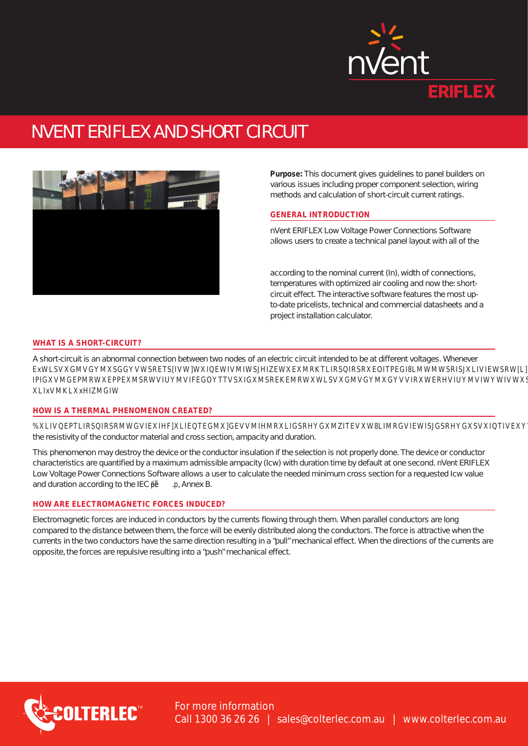# NVENT ERIFLEX AND SHORT CIRCUIT

**Purpose:** This document gives guidelines to panel builders on various issues including proper component selection, wiring methods and calculation of short-circuit current ratings.

## GENERAL INTRODUCTION

nVent ERIFLEX Low Voltage Power Connections Software allows users to create a technical panel layout with all of the

according to the nominal current (In), width of connections, temperatures with optimized air cooling and now the: short-circuit effect. The interactive software features the most up-to-date pricelists, technical and commercial datasheets and a project installation calculator.

## WHAT IS A SHORT-CIRCUIT?

A short-circuit is an abnormal connection between two nodes of an electric circuit intended to be at different voltages. Whenever ExWLSVXGMVGYMXSGGYVWSRETS[IV]WXIQEWIVMIWSJHIZEWXEXMRKTLIRSQIRSRXEOITPEGI8LMWMWSRISJXLIVIEWSRW[L] IPIGXVMGEPMRWXEPPEXMSRWVIUYMVIFEGOYTTVSXIGXMSREKEMRWXWLSVXGMVGYMXGYVVIRXWERHVIUYMVIWYWIVWXS XLIxVMKLXxHIZMGIW

## HOW IS A THERMAL PHENOMENON CREATED?

%XLIVQEPTLIRSQIRSRMWGVIEXIHF]XLIEQTEGMX]GEVVMIHMRXLIGSRHYGXMZITEVXW8LIMRGVIEWISJGSRHYGXSVXIQTIVEXY the resistivity of the conductor material and cross section, ampacity and duration.

This phenomenon may destroy the device or the conductor insulation if the selection is not properly done. The device or conductor characteristics are quantified by a maximum admissible ampacity (Icw) with duration time by default at one second. nVent ERIFLEX Low Voltage Power Connections Software allows a user to calculate the needed minimum cross section for a requested Icw value and duration according to the IEC pě .p, Annex B.

## HOW ARE ELECTROMAGNETIC FORCES INDUCED?

Electromagnetic forces are induced in conductors by the currents flowing through them. When parallel conductors are long compared to the distance between them, the force will be evenly distributed along the conductors. The force is attractive when the currents in the two conductors have the same direction resulting in a "pull" mechanical effect. When the directions of the currents are opposite, the forces are repulsive resulting into a "push" mechanical effect.

For more information
Call 1300 36 26 26 | sales@colterlec.com.au | www.colterlec.com.au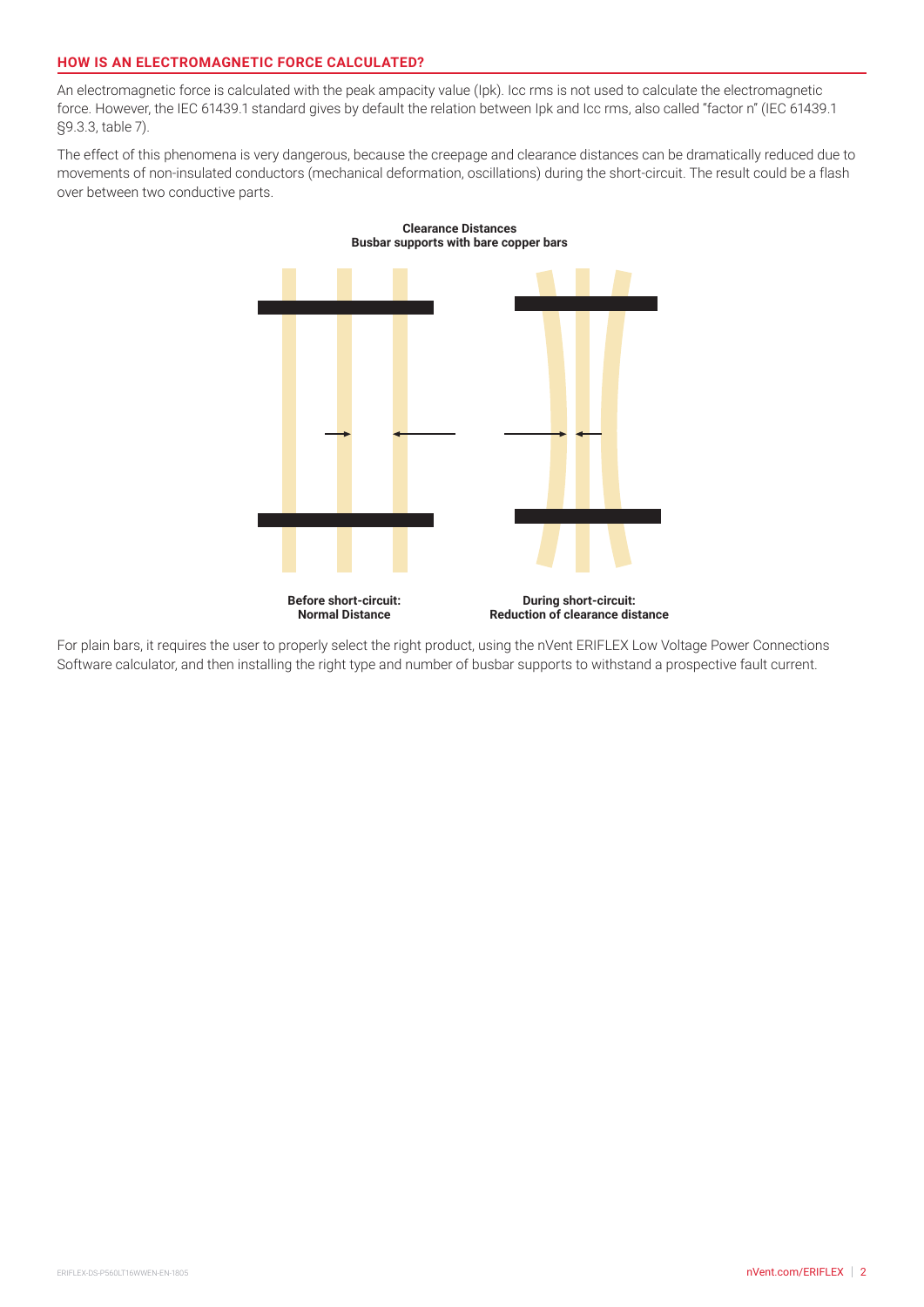## HOW IS AN ELECTROMAGNETIC FORCE CALCULATED?

An electromagnetic force is calculated with the peak ampacity value (Ipk). Icc rms is not used to calculate the electromagnetic force. However, the IEC 61439.1 standard gives by default the relation between Ipk and Icc rms, also called "factor n" (IEC 61439.1 §9.3.3, table 7).

The effect of this phenomena is very dangerous, because the creepage and clearance distances can be dramatically reduced due to movements of non-insulated conductors (mechanical deformation, oscillations) during the short-circuit. The result could be a flash over between two conductive parts.

**Clearance Distances**
**Busbar supports with bare copper bars**

**Before short-circuit:**
**Normal Distance**

**During short-circuit:**
**Reduction of clearance distance**

For plain bars, it requires the user to properly select the right product, using the nVent ERIFLEX Low Voltage Power Connections Software calculator, and then installing the right type and number of busbar supports to withstand a prospective fault current.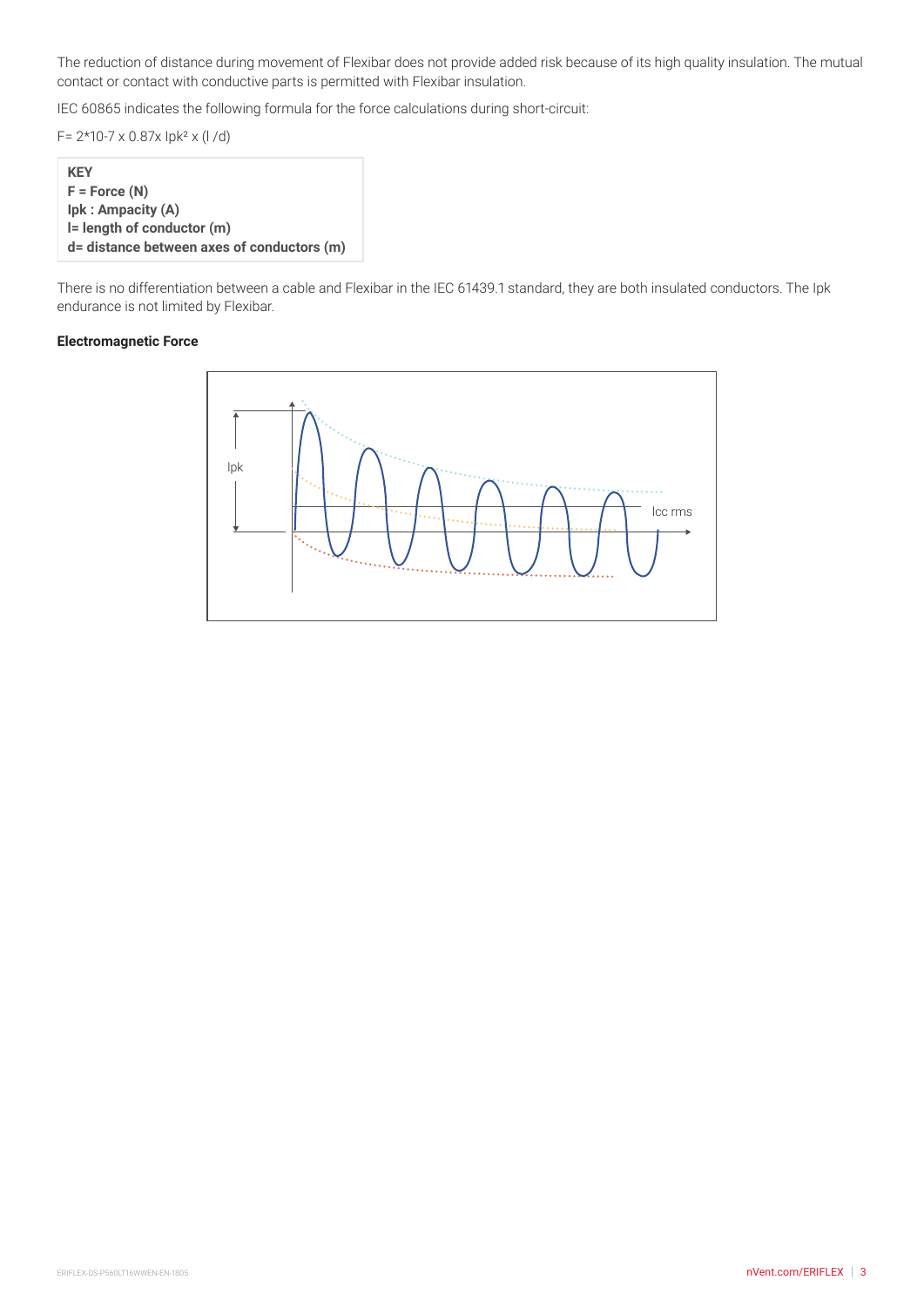The reduction of distance during movement of Flexibar does not provide added risk because of its high quality insulation. The mutual contact or contact with conductive parts is permitted with Flexibar insulation.

IEC 60865 indicates the following formula for the force calculations during short-circuit:

$F = 2 \times 10^{-7} \times 0.87 \times I_{pk}^2 \times (l/d)$

**KEY**
**F = Force (N)**
**Ipk : Ampacity (A)**
**l= length of conductor (m)**
**d= distance between axes of conductors (m)**

There is no differentiation between a cable and Flexibar in the IEC 61439.1 standard, they are both insulated conductors. The Ipk endurance is not limited by Flexibar.

**Electromagnetic Force**

Ipk

Icc rms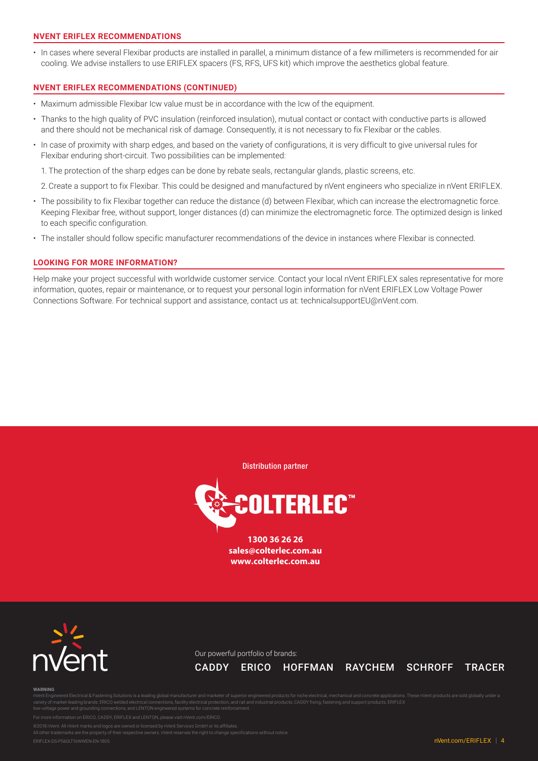## NVENT ERIFLEX RECOMMENDATIONS

- In cases where several Flexibar products are installed in parallel, a minimum distance of a few millimeters is recommended for air cooling. We advise installers to use ERIFLEX spacers (FS, RFS, UFS kit) which improve the aesthetics global feature.

## NVENT ERIFLEX RECOMMENDATIONS (CONTINUED)

- Maximum admissible Flexibar Icw value must be in accordance with the Icw of the equipment.
- Thanks to the high quality of PVC insulation (reinforced insulation), mutual contact or contact with conductive parts is allowed and there should not be mechanical risk of damage. Consequently, it is not necessary to fix Flexibar or the cables.
- In case of proximity with sharp edges, and based on the variety of configurations, it is very difficult to give universal rules for Flexibar enduring short-circuit. Two possibilities can be implemented:

  1. The protection of the sharp edges can be done by rebate seals, rectangular glands, plastic screens, etc.
  2. Create a support to fix Flexibar. This could be designed and manufactured by nVent engineers who specialize in nVent ERIFLEX.

- The possibility to fix Flexibar together can reduce the distance (d) between Flexibar, which can increase the electromagnetic force. Keeping Flexibar free, without support, longer distances (d) can minimize the electromagnetic force. The optimized design is linked to each specific configuration.
- The installer should follow specific manufacturer recommendations of the device in instances where Flexibar is connected.

## LOOKING FOR MORE INFORMATION?

Help make your project successful with worldwide customer service. Contact your local nVent ERIFLEX sales representative for more information, quotes, repair or maintenance, or to request your personal login information for nVent ERIFLEX Low Voltage Power Connections Software. For technical support and assistance, contact us at: technicalsupportEU@nVent.com.

Distribution partner

COLTERLEC™

**1300 36 26 26**
**sales@colterlec.com.au**
**www.colterlec.com.au**

nVent

Our powerful portfolio of brands:

CADDY ERICO HOFFMAN RAYCHEM SCHROFF TRACER

**WARNING**

nVent Engineered Electrical & Fastening Solutions is a leading global manufacturer and marketer of superior engineered products for niche electrical, mechanical and concrete applications. These nVent products are sold globally under a variety of market-leading brands: ERICO welded electrical connections, facility electrical protection, and rail and industrial products; CADDY fixing, fastening and support products; ERIFLEX low-voltage power and grounding connections; and LENTON engineered systems for concrete reinforcement.

For more information on ERICO, CADDY, ERIFLEX and LENTON, please visit nVent.com/ERICO.

©2018 nVent. All nVent marks and logos are owned or licensed by nVent Services GmbH or its affiliates.
All other trademarks are the property of their respective owners. nVent reserves the right to change specifications without notice.

ERIFLEX-DS-P560LT16WWEN-EN-1805

nVent.com/ERIFLEX